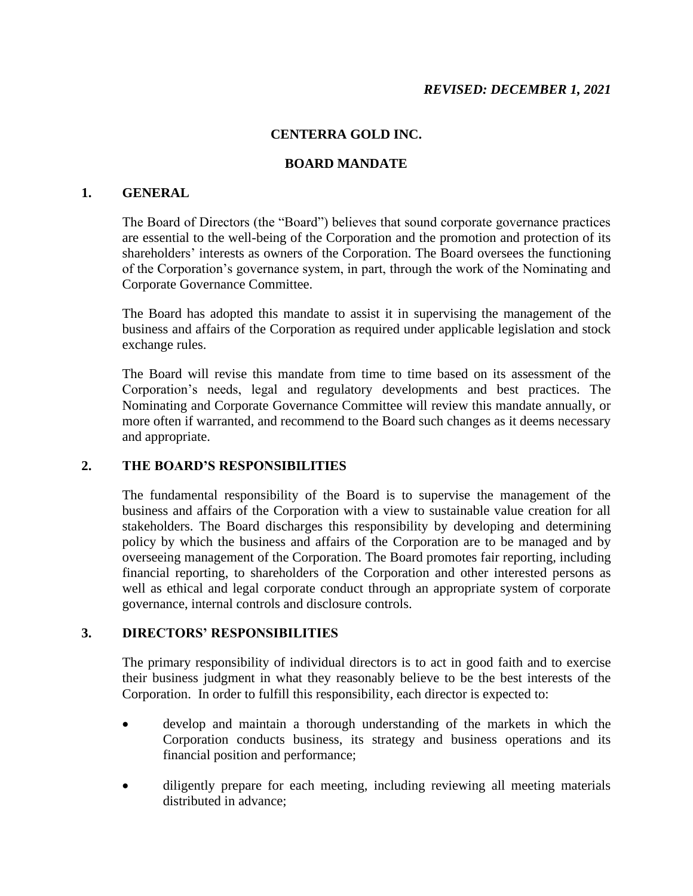*REVISED: DECEMBER 1, 2021*

# CENTERRA GOLD INC.

# BOARD MANDATE

## 1. GENERAL

The Board of Directors (the "Board") believes that sound corporate governance practices are essential to the well-being of the Corporation and the promotion and protection of its shareholders' interests as owners of the Corporation. The Board oversees the functioning of the Corporation's governance system, in part, through the work of the Nominating and Corporate Governance Committee.

The Board has adopted this mandate to assist it in supervising the management of the business and affairs of the Corporation as required under applicable legislation and stock exchange rules.

The Board will revise this mandate from time to time based on its assessment of the Corporation's needs, legal and regulatory developments and best practices. The Nominating and Corporate Governance Committee will review this mandate annually, or more often if warranted, and recommend to the Board such changes as it deems necessary and appropriate.

## 2. THE BOARD'S RESPONSIBILITIES

The fundamental responsibility of the Board is to supervise the management of the business and affairs of the Corporation with a view to sustainable value creation for all stakeholders. The Board discharges this responsibility by developing and determining policy by which the business and affairs of the Corporation are to be managed and by overseeing management of the Corporation. The Board promotes fair reporting, including financial reporting, to shareholders of the Corporation and other interested persons as well as ethical and legal corporate conduct through an appropriate system of corporate governance, internal controls and disclosure controls.

## 3. DIRECTORS' RESPONSIBILITIES

The primary responsibility of individual directors is to act in good faith and to exercise their business judgment in what they reasonably believe to be the best interests of the Corporation. In order to fulfill this responsibility, each director is expected to:

- develop and maintain a thorough understanding of the markets in which the Corporation conducts business, its strategy and business operations and its financial position and performance;
- diligently prepare for each meeting, including reviewing all meeting materials distributed in advance;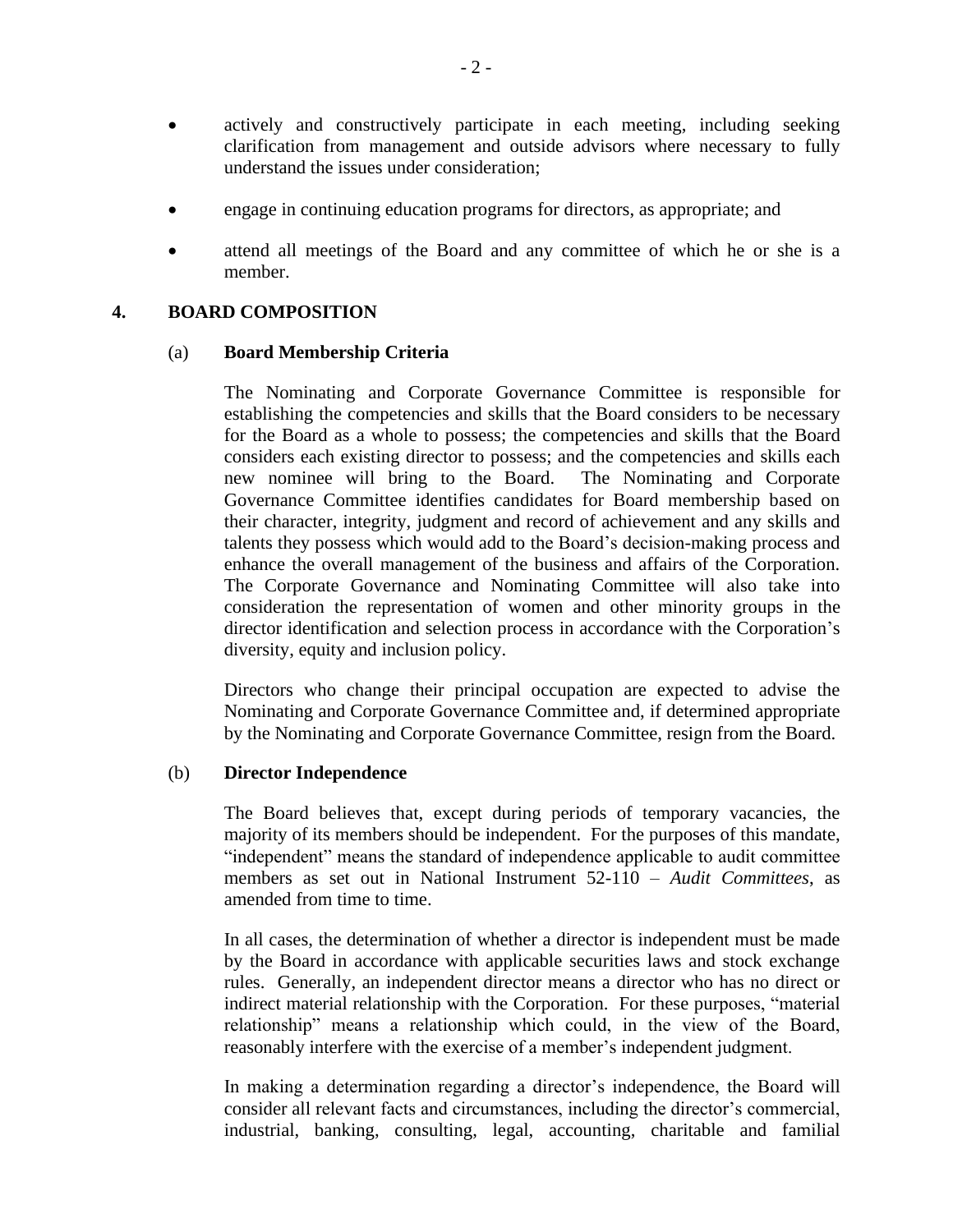- actively and constructively participate in each meeting, including seeking clarification from management and outside advisors where necessary to fully understand the issues under consideration;
- engage in continuing education programs for directors, as appropriate; and
- attend all meetings of the Board and any committee of which he or she is a member.

## 4. BOARD COMPOSITION

### (a) Board Membership Criteria

The Nominating and Corporate Governance Committee is responsible for establishing the competencies and skills that the Board considers to be necessary for the Board as a whole to possess; the competencies and skills that the Board considers each existing director to possess; and the competencies and skills each new nominee will bring to the Board. The Nominating and Corporate Governance Committee identifies candidates for Board membership based on their character, integrity, judgment and record of achievement and any skills and talents they possess which would add to the Board's decision-making process and enhance the overall management of the business and affairs of the Corporation. The Corporate Governance and Nominating Committee will also take into consideration the representation of women and other minority groups in the director identification and selection process in accordance with the Corporation's diversity, equity and inclusion policy.

Directors who change their principal occupation are expected to advise the Nominating and Corporate Governance Committee and, if determined appropriate by the Nominating and Corporate Governance Committee, resign from the Board.

### (b) Director Independence

The Board believes that, except during periods of temporary vacancies, the majority of its members should be independent. For the purposes of this mandate, "independent" means the standard of independence applicable to audit committee members as set out in National Instrument 52-110 – *Audit Committees*, as amended from time to time.

In all cases, the determination of whether a director is independent must be made by the Board in accordance with applicable securities laws and stock exchange rules. Generally, an independent director means a director who has no direct or indirect material relationship with the Corporation. For these purposes, "material relationship" means a relationship which could, in the view of the Board, reasonably interfere with the exercise of a member's independent judgment.

In making a determination regarding a director's independence, the Board will consider all relevant facts and circumstances, including the director's commercial, industrial, banking, consulting, legal, accounting, charitable and familial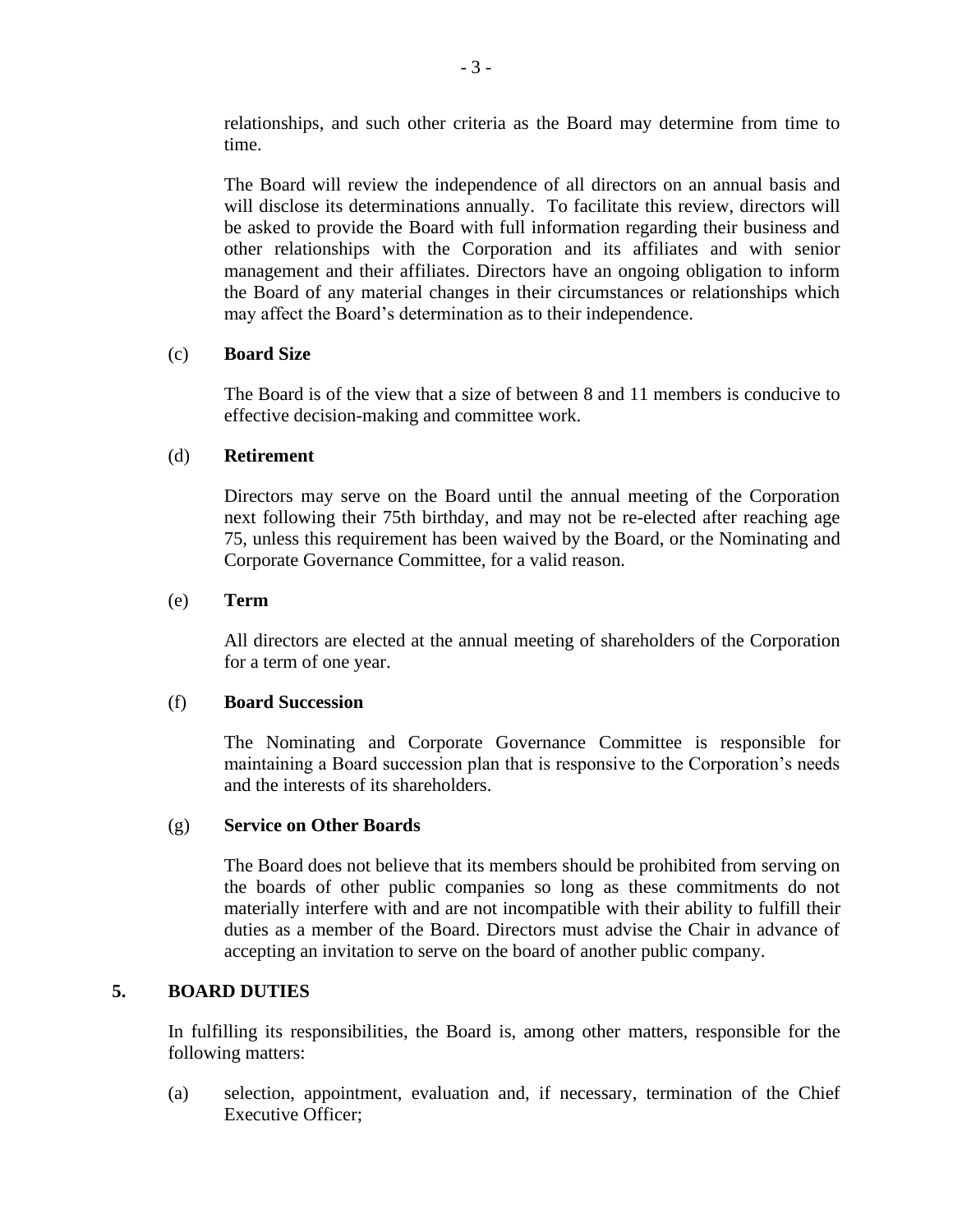relationships, and such other criteria as the Board may determine from time to time.

The Board will review the independence of all directors on an annual basis and will disclose its determinations annually. To facilitate this review, directors will be asked to provide the Board with full information regarding their business and other relationships with the Corporation and its affiliates and with senior management and their affiliates. Directors have an ongoing obligation to inform the Board of any material changes in their circumstances or relationships which may affect the Board's determination as to their independence.

(c) **Board Size**

The Board is of the view that a size of between 8 and 11 members is conducive to effective decision-making and committee work.

(d) **Retirement**

Directors may serve on the Board until the annual meeting of the Corporation next following their 75th birthday, and may not be re-elected after reaching age 75, unless this requirement has been waived by the Board, or the Nominating and Corporate Governance Committee, for a valid reason.

(e) **Term**

All directors are elected at the annual meeting of shareholders of the Corporation for a term of one year.

(f) **Board Succession**

The Nominating and Corporate Governance Committee is responsible for maintaining a Board succession plan that is responsive to the Corporation's needs and the interests of its shareholders.

(g) **Service on Other Boards**

The Board does not believe that its members should be prohibited from serving on the boards of other public companies so long as these commitments do not materially interfere with and are not incompatible with their ability to fulfill their duties as a member of the Board. Directors must advise the Chair in advance of accepting an invitation to serve on the board of another public company.

## 5. BOARD DUTIES

In fulfilling its responsibilities, the Board is, among other matters, responsible for the following matters:

(a) selection, appointment, evaluation and, if necessary, termination of the Chief Executive Officer;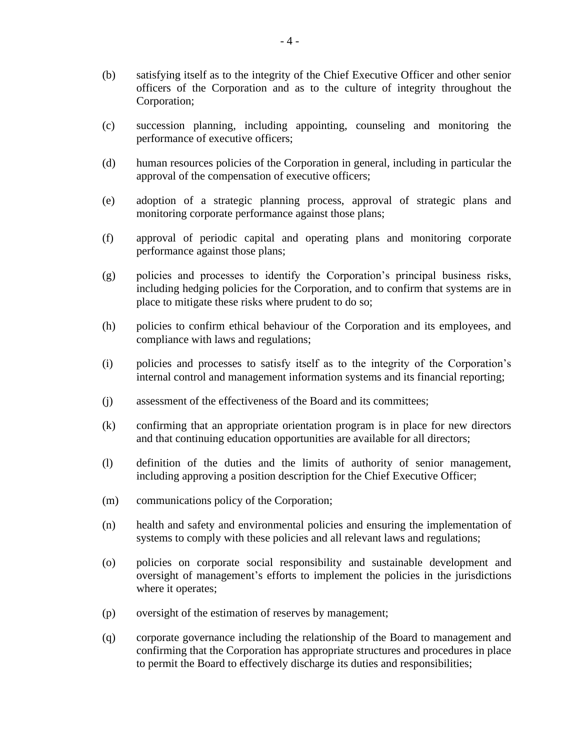(b) satisfying itself as to the integrity of the Chief Executive Officer and other senior officers of the Corporation and as to the culture of integrity throughout the Corporation;

(c) succession planning, including appointing, counseling and monitoring the performance of executive officers;

(d) human resources policies of the Corporation in general, including in particular the approval of the compensation of executive officers;

(e) adoption of a strategic planning process, approval of strategic plans and monitoring corporate performance against those plans;

(f) approval of periodic capital and operating plans and monitoring corporate performance against those plans;

(g) policies and processes to identify the Corporation's principal business risks, including hedging policies for the Corporation, and to confirm that systems are in place to mitigate these risks where prudent to do so;

(h) policies to confirm ethical behaviour of the Corporation and its employees, and compliance with laws and regulations;

(i) policies and processes to satisfy itself as to the integrity of the Corporation's internal control and management information systems and its financial reporting;

(j) assessment of the effectiveness of the Board and its committees;

(k) confirming that an appropriate orientation program is in place for new directors and that continuing education opportunities are available for all directors;

(l) definition of the duties and the limits of authority of senior management, including approving a position description for the Chief Executive Officer;

(m) communications policy of the Corporation;

(n) health and safety and environmental policies and ensuring the implementation of systems to comply with these policies and all relevant laws and regulations;

(o) policies on corporate social responsibility and sustainable development and oversight of management's efforts to implement the policies in the jurisdictions where it operates;

(p) oversight of the estimation of reserves by management;

(q) corporate governance including the relationship of the Board to management and confirming that the Corporation has appropriate structures and procedures in place to permit the Board to effectively discharge its duties and responsibilities;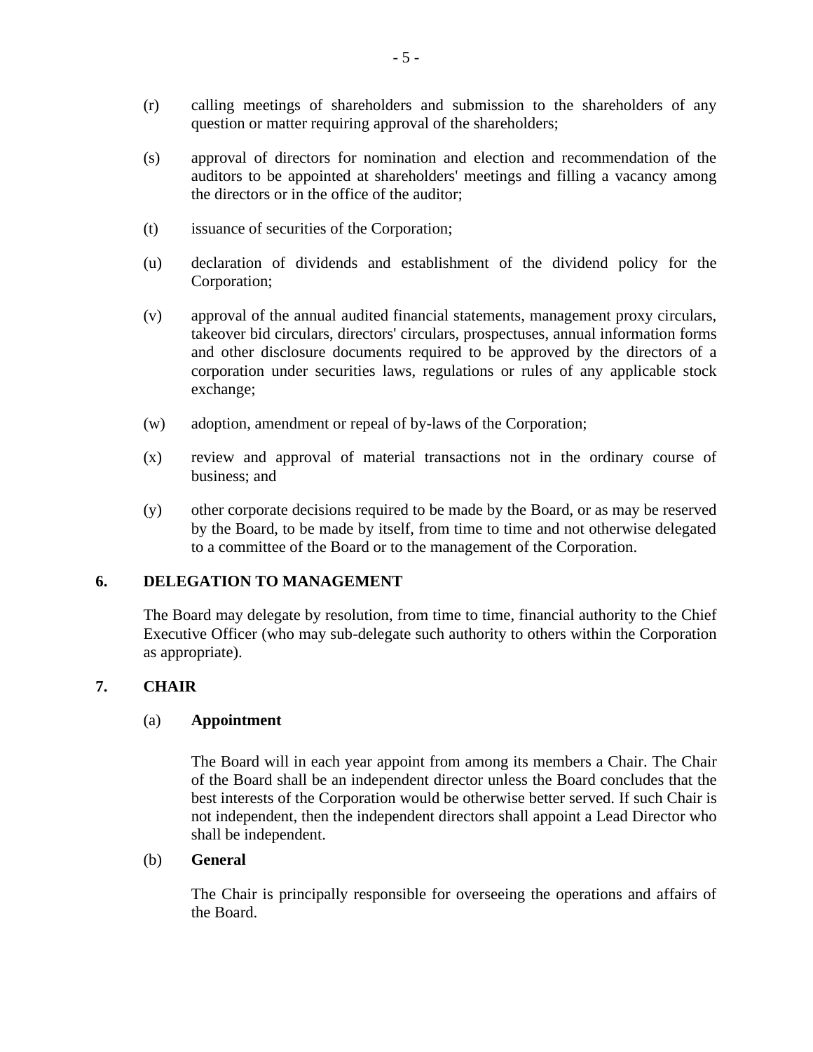(r) calling meetings of shareholders and submission to the shareholders of any question or matter requiring approval of the shareholders;

(s) approval of directors for nomination and election and recommendation of the auditors to be appointed at shareholders' meetings and filling a vacancy among the directors or in the office of the auditor;

(t) issuance of securities of the Corporation;

(u) declaration of dividends and establishment of the dividend policy for the Corporation;

(v) approval of the annual audited financial statements, management proxy circulars, takeover bid circulars, directors' circulars, prospectuses, annual information forms and other disclosure documents required to be approved by the directors of a corporation under securities laws, regulations or rules of any applicable stock exchange;

(w) adoption, amendment or repeal of by-laws of the Corporation;

(x) review and approval of material transactions not in the ordinary course of business; and

(y) other corporate decisions required to be made by the Board, or as may be reserved by the Board, to be made by itself, from time to time and not otherwise delegated to a committee of the Board or to the management of the Corporation.

## 6. DELEGATION TO MANAGEMENT

The Board may delegate by resolution, from time to time, financial authority to the Chief Executive Officer (who may sub-delegate such authority to others within the Corporation as appropriate).

## 7. CHAIR

### (a) Appointment

The Board will in each year appoint from among its members a Chair. The Chair of the Board shall be an independent director unless the Board concludes that the best interests of the Corporation would be otherwise better served. If such Chair is not independent, then the independent directors shall appoint a Lead Director who shall be independent.

### (b) General

The Chair is principally responsible for overseeing the operations and affairs of the Board.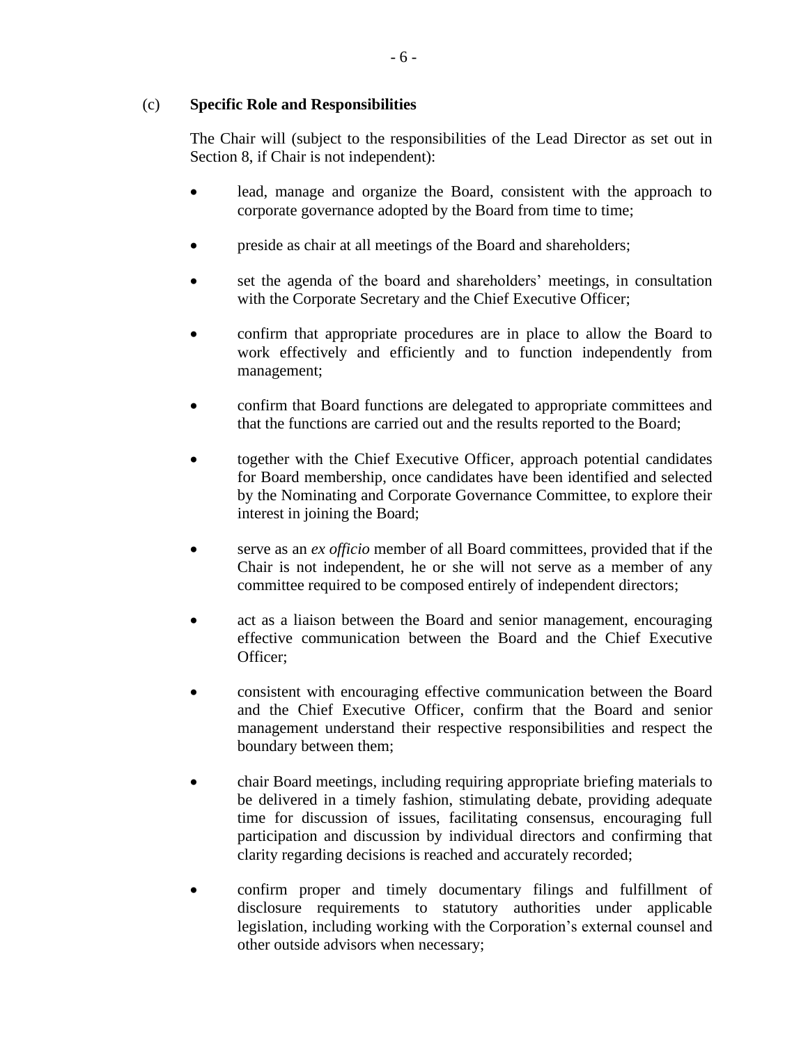(c) **Specific Role and Responsibilities**

The Chair will (subject to the responsibilities of the Lead Director as set out in Section 8, if Chair is not independent):

- lead, manage and organize the Board, consistent with the approach to corporate governance adopted by the Board from time to time;
- preside as chair at all meetings of the Board and shareholders;
- set the agenda of the board and shareholders' meetings, in consultation with the Corporate Secretary and the Chief Executive Officer;
- confirm that appropriate procedures are in place to allow the Board to work effectively and efficiently and to function independently from management;
- confirm that Board functions are delegated to appropriate committees and that the functions are carried out and the results reported to the Board;
- together with the Chief Executive Officer, approach potential candidates for Board membership, once candidates have been identified and selected by the Nominating and Corporate Governance Committee, to explore their interest in joining the Board;
- serve as an *ex officio* member of all Board committees, provided that if the Chair is not independent, he or she will not serve as a member of any committee required to be composed entirely of independent directors;
- act as a liaison between the Board and senior management, encouraging effective communication between the Board and the Chief Executive Officer;
- consistent with encouraging effective communication between the Board and the Chief Executive Officer, confirm that the Board and senior management understand their respective responsibilities and respect the boundary between them;
- chair Board meetings, including requiring appropriate briefing materials to be delivered in a timely fashion, stimulating debate, providing adequate time for discussion of issues, facilitating consensus, encouraging full participation and discussion by individual directors and confirming that clarity regarding decisions is reached and accurately recorded;
- confirm proper and timely documentary filings and fulfillment of disclosure requirements to statutory authorities under applicable legislation, including working with the Corporation's external counsel and other outside advisors when necessary;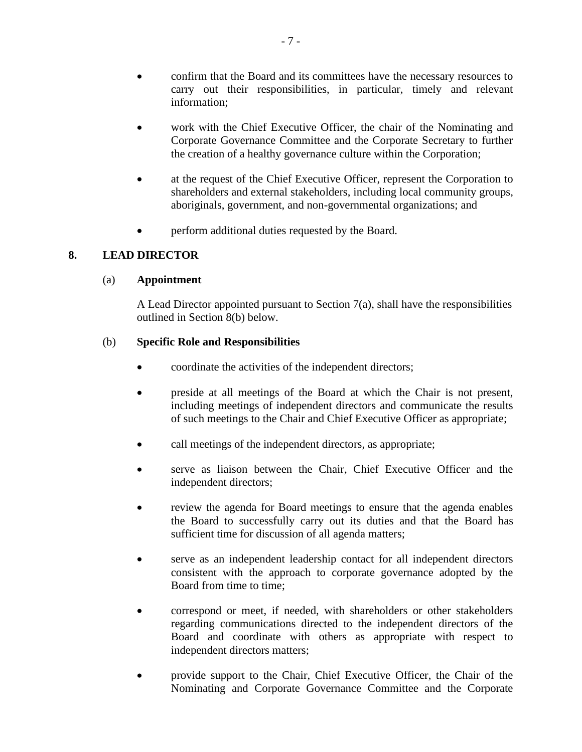- confirm that the Board and its committees have the necessary resources to carry out their responsibilities, in particular, timely and relevant information;
- work with the Chief Executive Officer, the chair of the Nominating and Corporate Governance Committee and the Corporate Secretary to further the creation of a healthy governance culture within the Corporation;
- at the request of the Chief Executive Officer, represent the Corporation to shareholders and external stakeholders, including local community groups, aboriginals, government, and non-governmental organizations; and
- perform additional duties requested by the Board.

## 8. LEAD DIRECTOR

### (a) Appointment

A Lead Director appointed pursuant to Section 7(a), shall have the responsibilities outlined in Section 8(b) below.

### (b) Specific Role and Responsibilities

- coordinate the activities of the independent directors;
- preside at all meetings of the Board at which the Chair is not present, including meetings of independent directors and communicate the results of such meetings to the Chair and Chief Executive Officer as appropriate;
- call meetings of the independent directors, as appropriate;
- serve as liaison between the Chair, Chief Executive Officer and the independent directors;
- review the agenda for Board meetings to ensure that the agenda enables the Board to successfully carry out its duties and that the Board has sufficient time for discussion of all agenda matters;
- serve as an independent leadership contact for all independent directors consistent with the approach to corporate governance adopted by the Board from time to time;
- correspond or meet, if needed, with shareholders or other stakeholders regarding communications directed to the independent directors of the Board and coordinate with others as appropriate with respect to independent directors matters;
- provide support to the Chair, Chief Executive Officer, the Chair of the Nominating and Corporate Governance Committee and the Corporate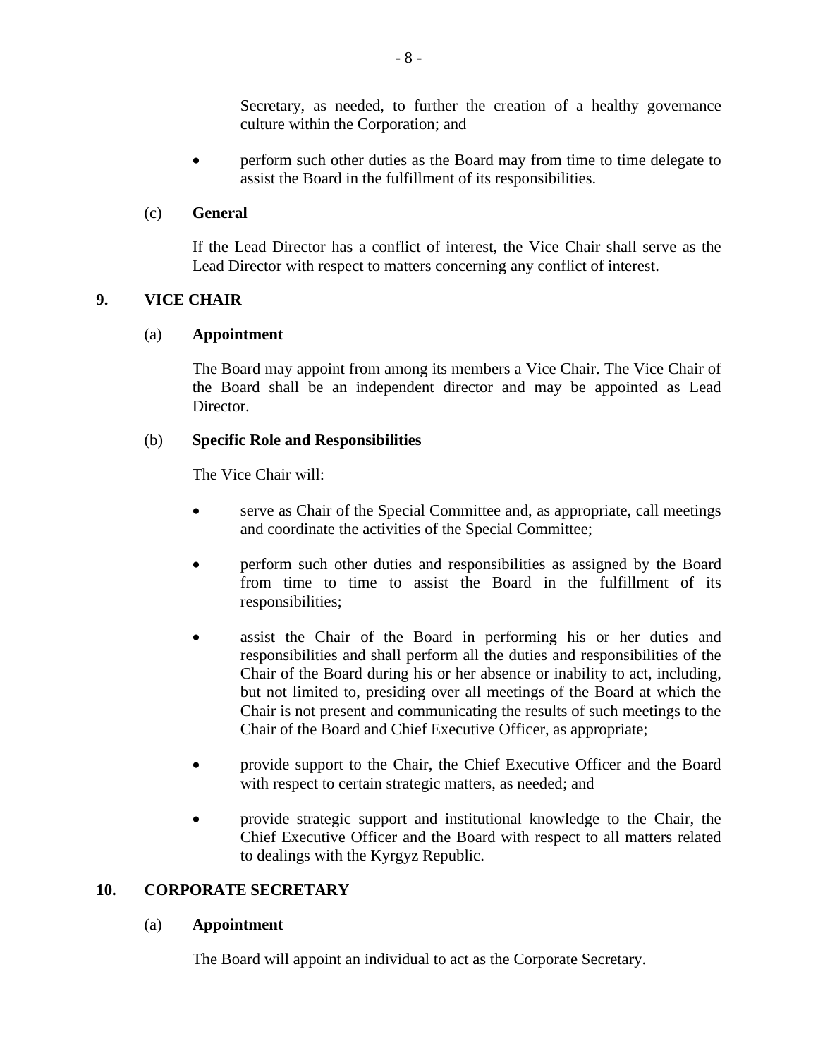Secretary, as needed, to further the creation of a healthy governance culture within the Corporation; and

- perform such other duties as the Board may from time to time delegate to assist the Board in the fulfillment of its responsibilities.

(c) **General**

If the Lead Director has a conflict of interest, the Vice Chair shall serve as the Lead Director with respect to matters concerning any conflict of interest.

## 9. VICE CHAIR

(a) **Appointment**

The Board may appoint from among its members a Vice Chair. The Vice Chair of the Board shall be an independent director and may be appointed as Lead Director.

(b) **Specific Role and Responsibilities**

The Vice Chair will:

- serve as Chair of the Special Committee and, as appropriate, call meetings and coordinate the activities of the Special Committee;
- perform such other duties and responsibilities as assigned by the Board from time to time to assist the Board in the fulfillment of its responsibilities;
- assist the Chair of the Board in performing his or her duties and responsibilities and shall perform all the duties and responsibilities of the Chair of the Board during his or her absence or inability to act, including, but not limited to, presiding over all meetings of the Board at which the Chair is not present and communicating the results of such meetings to the Chair of the Board and Chief Executive Officer, as appropriate;
- provide support to the Chair, the Chief Executive Officer and the Board with respect to certain strategic matters, as needed; and
- provide strategic support and institutional knowledge to the Chair, the Chief Executive Officer and the Board with respect to all matters related to dealings with the Kyrgyz Republic.

## 10. CORPORATE SECRETARY

(a) **Appointment**

The Board will appoint an individual to act as the Corporate Secretary.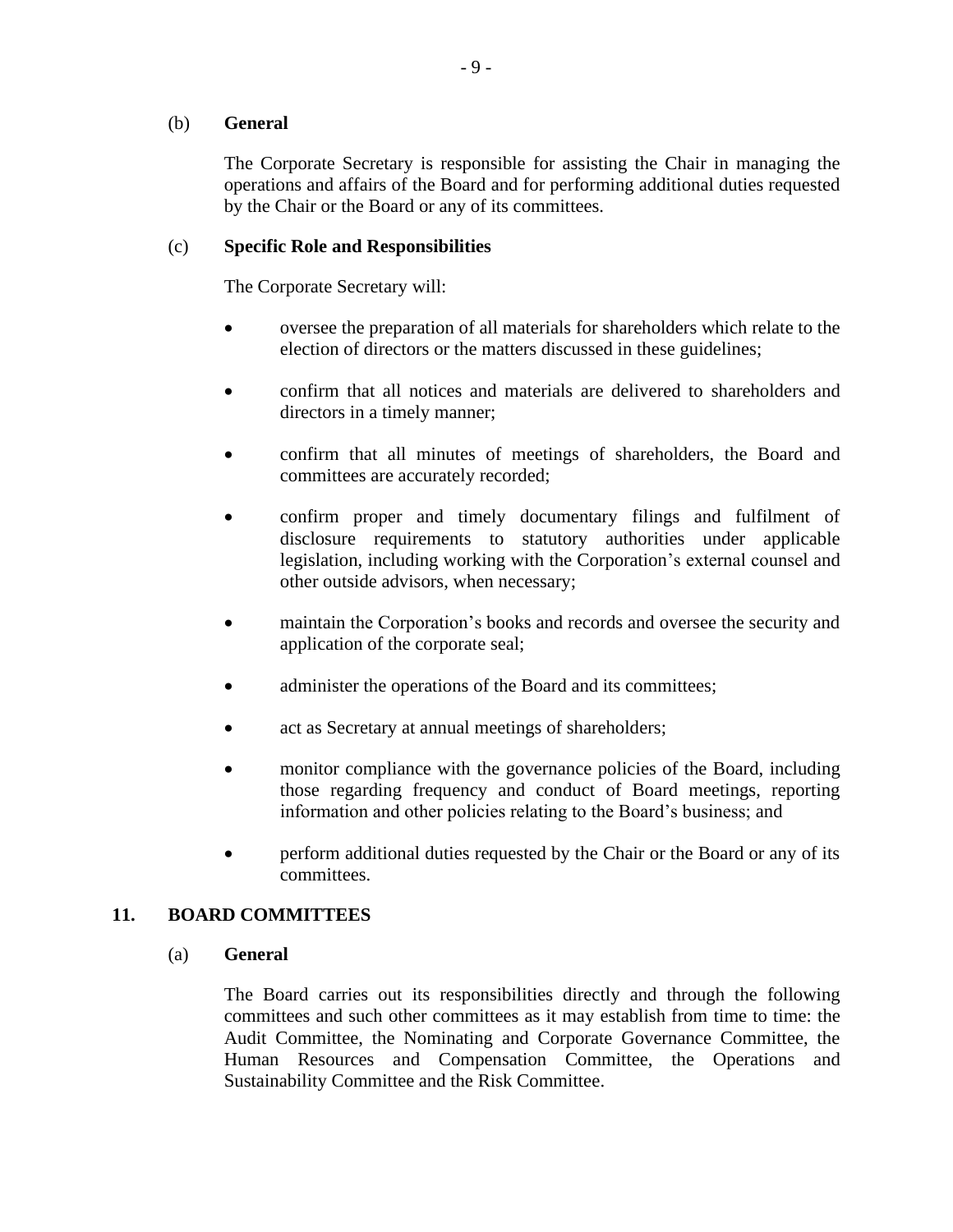### (b) General

The Corporate Secretary is responsible for assisting the Chair in managing the operations and affairs of the Board and for performing additional duties requested by the Chair or the Board or any of its committees.

### (c) Specific Role and Responsibilities

The Corporate Secretary will:

- oversee the preparation of all materials for shareholders which relate to the election of directors or the matters discussed in these guidelines;
- confirm that all notices and materials are delivered to shareholders and directors in a timely manner;
- confirm that all minutes of meetings of shareholders, the Board and committees are accurately recorded;
- confirm proper and timely documentary filings and fulfilment of disclosure requirements to statutory authorities under applicable legislation, including working with the Corporation's external counsel and other outside advisors, when necessary;
- maintain the Corporation's books and records and oversee the security and application of the corporate seal;
- administer the operations of the Board and its committees;
- act as Secretary at annual meetings of shareholders;
- monitor compliance with the governance policies of the Board, including those regarding frequency and conduct of Board meetings, reporting information and other policies relating to the Board's business; and
- perform additional duties requested by the Chair or the Board or any of its committees.

## 11. BOARD COMMITTEES

### (a) General

The Board carries out its responsibilities directly and through the following committees and such other committees as it may establish from time to time: the Audit Committee, the Nominating and Corporate Governance Committee, the Human Resources and Compensation Committee, the Operations and Sustainability Committee and the Risk Committee.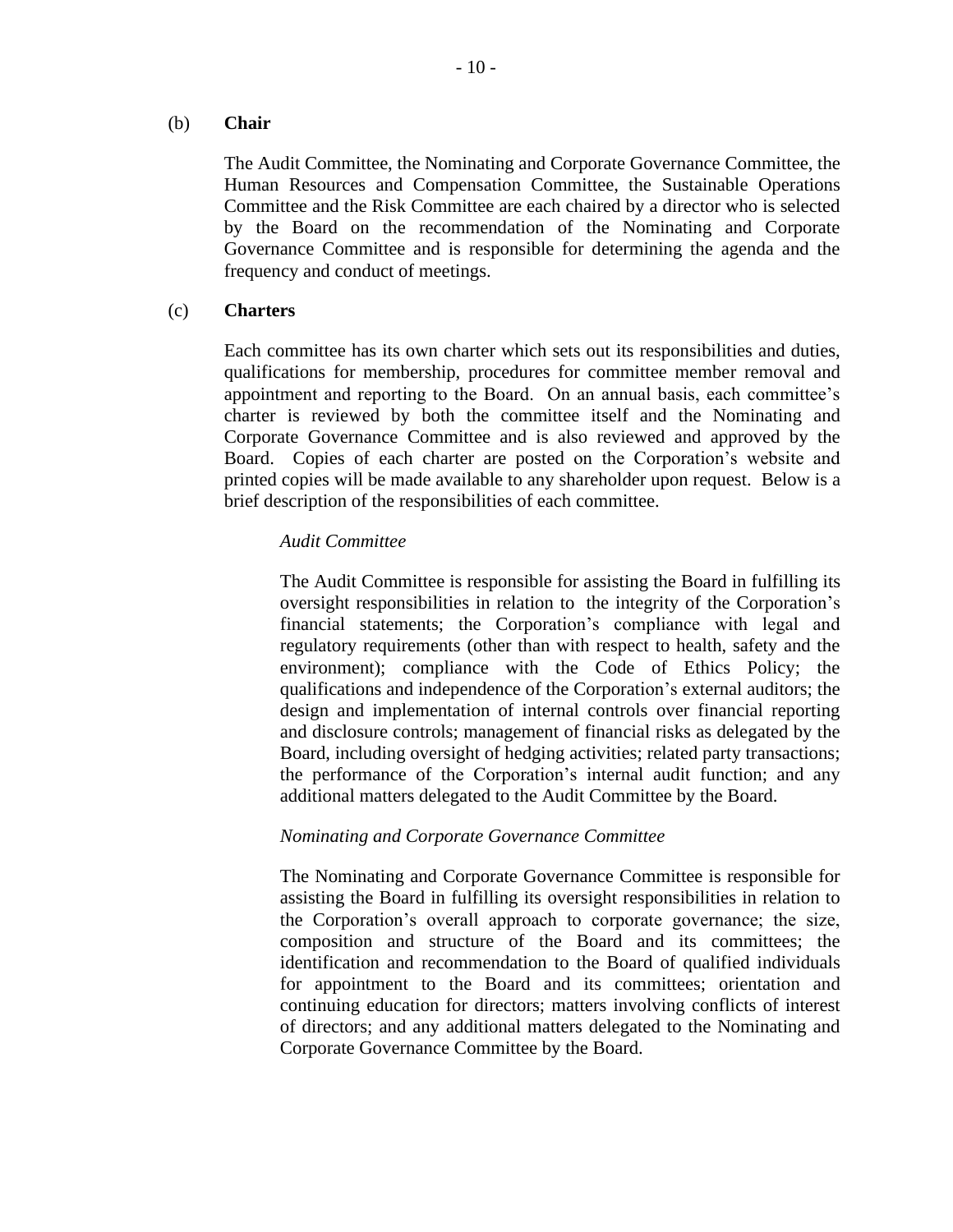(b) **Chair**

The Audit Committee, the Nominating and Corporate Governance Committee, the Human Resources and Compensation Committee, the Sustainable Operations Committee and the Risk Committee are each chaired by a director who is selected by the Board on the recommendation of the Nominating and Corporate Governance Committee and is responsible for determining the agenda and the frequency and conduct of meetings.

(c) **Charters**

Each committee has its own charter which sets out its responsibilities and duties, qualifications for membership, procedures for committee member removal and appointment and reporting to the Board. On an annual basis, each committee's charter is reviewed by both the committee itself and the Nominating and Corporate Governance Committee and is also reviewed and approved by the Board. Copies of each charter are posted on the Corporation's website and printed copies will be made available to any shareholder upon request. Below is a brief description of the responsibilities of each committee.

*Audit Committee*

The Audit Committee is responsible for assisting the Board in fulfilling its oversight responsibilities in relation to the integrity of the Corporation's financial statements; the Corporation's compliance with legal and regulatory requirements (other than with respect to health, safety and the environment); compliance with the Code of Ethics Policy; the qualifications and independence of the Corporation's external auditors; the design and implementation of internal controls over financial reporting and disclosure controls; management of financial risks as delegated by the Board, including oversight of hedging activities; related party transactions; the performance of the Corporation's internal audit function; and any additional matters delegated to the Audit Committee by the Board.

*Nominating and Corporate Governance Committee*

The Nominating and Corporate Governance Committee is responsible for assisting the Board in fulfilling its oversight responsibilities in relation to the Corporation's overall approach to corporate governance; the size, composition and structure of the Board and its committees; the identification and recommendation to the Board of qualified individuals for appointment to the Board and its committees; orientation and continuing education for directors; matters involving conflicts of interest of directors; and any additional matters delegated to the Nominating and Corporate Governance Committee by the Board.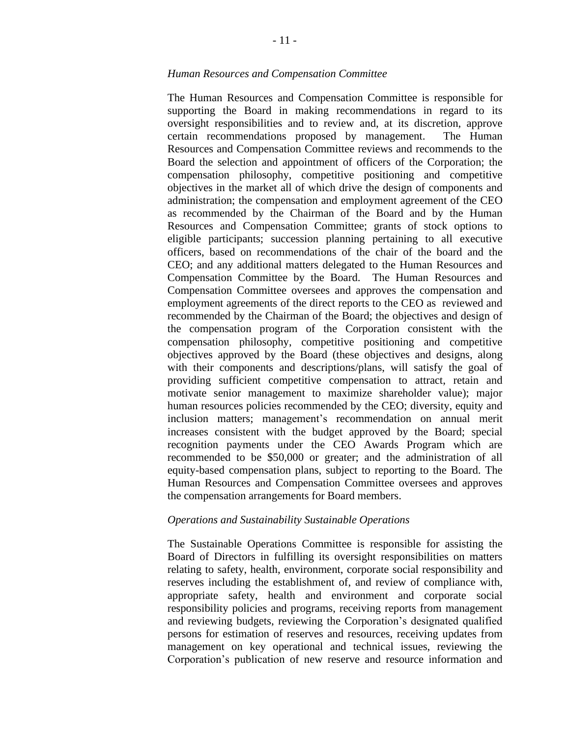*Human Resources and Compensation Committee*

The Human Resources and Compensation Committee is responsible for supporting the Board in making recommendations in regard to its oversight responsibilities and to review and, at its discretion, approve certain recommendations proposed by management. The Human Resources and Compensation Committee reviews and recommends to the Board the selection and appointment of officers of the Corporation; the compensation philosophy, competitive positioning and competitive objectives in the market all of which drive the design of components and administration; the compensation and employment agreement of the CEO as recommended by the Chairman of the Board and by the Human Resources and Compensation Committee; grants of stock options to eligible participants; succession planning pertaining to all executive officers, based on recommendations of the chair of the board and the CEO; and any additional matters delegated to the Human Resources and Compensation Committee by the Board. The Human Resources and Compensation Committee oversees and approves the compensation and employment agreements of the direct reports to the CEO as reviewed and recommended by the Chairman of the Board; the objectives and design of the compensation program of the Corporation consistent with the compensation philosophy, competitive positioning and competitive objectives approved by the Board (these objectives and designs, along with their components and descriptions/plans, will satisfy the goal of providing sufficient competitive compensation to attract, retain and motivate senior management to maximize shareholder value); major human resources policies recommended by the CEO; diversity, equity and inclusion matters; management's recommendation on annual merit increases consistent with the budget approved by the Board; special recognition payments under the CEO Awards Program which are recommended to be $50,000 or greater; and the administration of all equity-based compensation plans, subject to reporting to the Board. The Human Resources and Compensation Committee oversees and approves the compensation arrangements for Board members.

*Operations and Sustainability Sustainable Operations*

The Sustainable Operations Committee is responsible for assisting the Board of Directors in fulfilling its oversight responsibilities on matters relating to safety, health, environment, corporate social responsibility and reserves including the establishment of, and review of compliance with, appropriate safety, health and environment and corporate social responsibility policies and programs, receiving reports from management and reviewing budgets, reviewing the Corporation's designated qualified persons for estimation of reserves and resources, receiving updates from management on key operational and technical issues, reviewing the Corporation's publication of new reserve and resource information and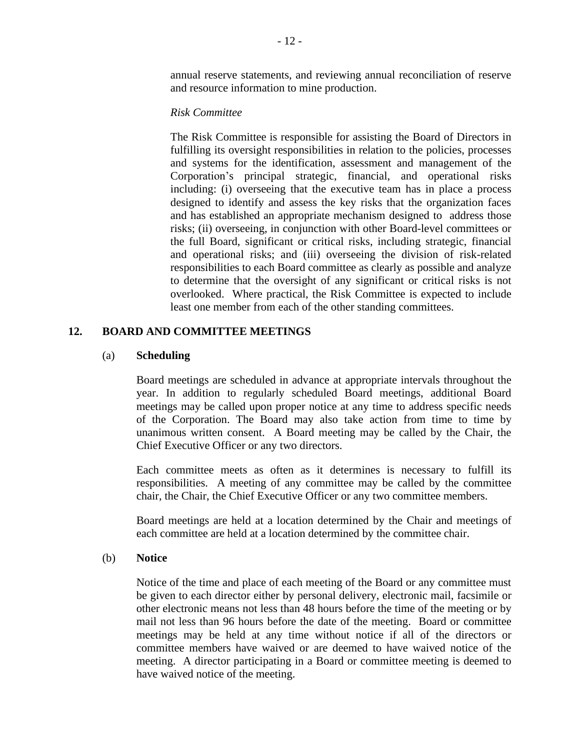annual reserve statements, and reviewing annual reconciliation of reserve and resource information to mine production.

*Risk Committee*

The Risk Committee is responsible for assisting the Board of Directors in fulfilling its oversight responsibilities in relation to the policies, processes and systems for the identification, assessment and management of the Corporation's principal strategic, financial, and operational risks including: (i) overseeing that the executive team has in place a process designed to identify and assess the key risks that the organization faces and has established an appropriate mechanism designed to address those risks; (ii) overseeing, in conjunction with other Board-level committees or the full Board, significant or critical risks, including strategic, financial and operational risks; and (iii) overseeing the division of risk-related responsibilities to each Board committee as clearly as possible and analyze to determine that the oversight of any significant or critical risks is not overlooked. Where practical, the Risk Committee is expected to include least one member from each of the other standing committees.

## 12. BOARD AND COMMITTEE MEETINGS

### (a) Scheduling

Board meetings are scheduled in advance at appropriate intervals throughout the year. In addition to regularly scheduled Board meetings, additional Board meetings may be called upon proper notice at any time to address specific needs of the Corporation. The Board may also take action from time to time by unanimous written consent. A Board meeting may be called by the Chair, the Chief Executive Officer or any two directors.

Each committee meets as often as it determines is necessary to fulfill its responsibilities. A meeting of any committee may be called by the committee chair, the Chair, the Chief Executive Officer or any two committee members.

Board meetings are held at a location determined by the Chair and meetings of each committee are held at a location determined by the committee chair.

### (b) Notice

Notice of the time and place of each meeting of the Board or any committee must be given to each director either by personal delivery, electronic mail, facsimile or other electronic means not less than 48 hours before the time of the meeting or by mail not less than 96 hours before the date of the meeting. Board or committee meetings may be held at any time without notice if all of the directors or committee members have waived or are deemed to have waived notice of the meeting. A director participating in a Board or committee meeting is deemed to have waived notice of the meeting.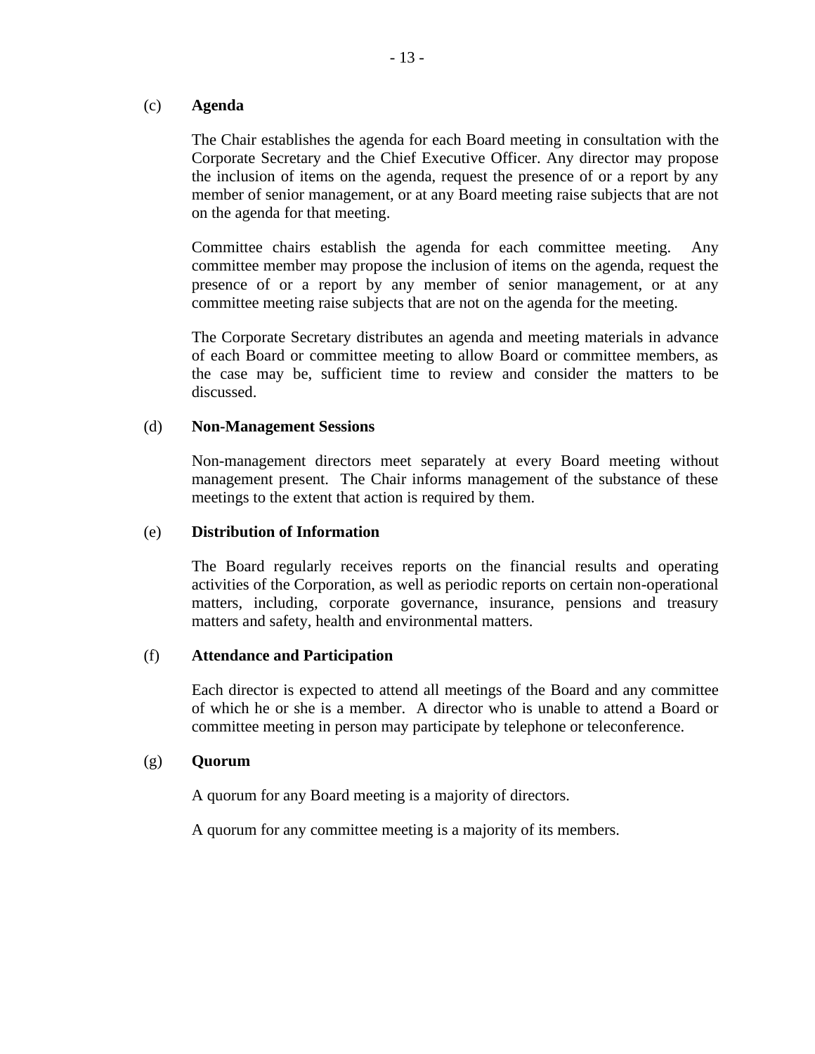### (c) Agenda

The Chair establishes the agenda for each Board meeting in consultation with the Corporate Secretary and the Chief Executive Officer. Any director may propose the inclusion of items on the agenda, request the presence of or a report by any member of senior management, or at any Board meeting raise subjects that are not on the agenda for that meeting.

Committee chairs establish the agenda for each committee meeting. Any committee member may propose the inclusion of items on the agenda, request the presence of or a report by any member of senior management, or at any committee meeting raise subjects that are not on the agenda for the meeting.

The Corporate Secretary distributes an agenda and meeting materials in advance of each Board or committee meeting to allow Board or committee members, as the case may be, sufficient time to review and consider the matters to be discussed.

### (d) Non-Management Sessions

Non-management directors meet separately at every Board meeting without management present. The Chair informs management of the substance of these meetings to the extent that action is required by them.

### (e) Distribution of Information

The Board regularly receives reports on the financial results and operating activities of the Corporation, as well as periodic reports on certain non-operational matters, including, corporate governance, insurance, pensions and treasury matters and safety, health and environmental matters.

### (f) Attendance and Participation

Each director is expected to attend all meetings of the Board and any committee of which he or she is a member. A director who is unable to attend a Board or committee meeting in person may participate by telephone or teleconference.

### (g) Quorum

A quorum for any Board meeting is a majority of directors.

A quorum for any committee meeting is a majority of its members.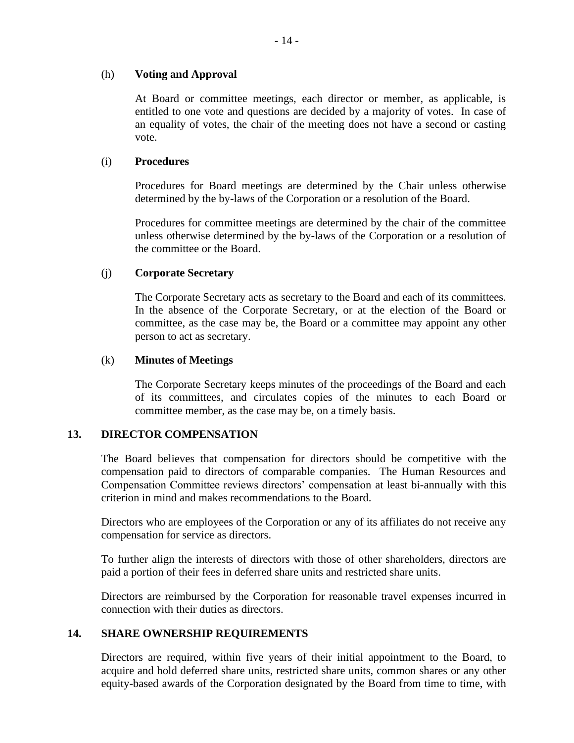(h) **Voting and Approval**

At Board or committee meetings, each director or member, as applicable, is entitled to one vote and questions are decided by a majority of votes. In case of an equality of votes, the chair of the meeting does not have a second or casting vote.

(i) **Procedures**

Procedures for Board meetings are determined by the Chair unless otherwise determined by the by-laws of the Corporation or a resolution of the Board.

Procedures for committee meetings are determined by the chair of the committee unless otherwise determined by the by-laws of the Corporation or a resolution of the committee or the Board.

(j) **Corporate Secretary**

The Corporate Secretary acts as secretary to the Board and each of its committees. In the absence of the Corporate Secretary, or at the election of the Board or committee, as the case may be, the Board or a committee may appoint any other person to act as secretary.

(k) **Minutes of Meetings**

The Corporate Secretary keeps minutes of the proceedings of the Board and each of its committees, and circulates copies of the minutes to each Board or committee member, as the case may be, on a timely basis.

## 13. DIRECTOR COMPENSATION

The Board believes that compensation for directors should be competitive with the compensation paid to directors of comparable companies. The Human Resources and Compensation Committee reviews directors' compensation at least bi-annually with this criterion in mind and makes recommendations to the Board.

Directors who are employees of the Corporation or any of its affiliates do not receive any compensation for service as directors.

To further align the interests of directors with those of other shareholders, directors are paid a portion of their fees in deferred share units and restricted share units.

Directors are reimbursed by the Corporation for reasonable travel expenses incurred in connection with their duties as directors.

## 14. SHARE OWNERSHIP REQUIREMENTS

Directors are required, within five years of their initial appointment to the Board, to acquire and hold deferred share units, restricted share units, common shares or any other equity-based awards of the Corporation designated by the Board from time to time, with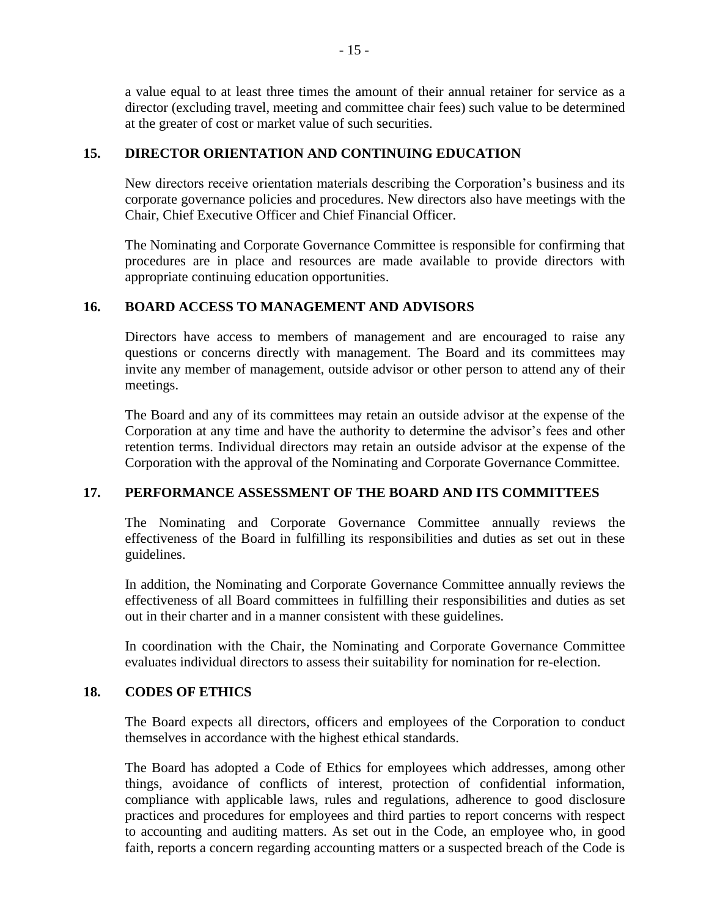a value equal to at least three times the amount of their annual retainer for service as a director (excluding travel, meeting and committee chair fees) such value to be determined at the greater of cost or market value of such securities.

## 15. DIRECTOR ORIENTATION AND CONTINUING EDUCATION

New directors receive orientation materials describing the Corporation's business and its corporate governance policies and procedures. New directors also have meetings with the Chair, Chief Executive Officer and Chief Financial Officer.

The Nominating and Corporate Governance Committee is responsible for confirming that procedures are in place and resources are made available to provide directors with appropriate continuing education opportunities.

## 16. BOARD ACCESS TO MANAGEMENT AND ADVISORS

Directors have access to members of management and are encouraged to raise any questions or concerns directly with management. The Board and its committees may invite any member of management, outside advisor or other person to attend any of their meetings.

The Board and any of its committees may retain an outside advisor at the expense of the Corporation at any time and have the authority to determine the advisor's fees and other retention terms. Individual directors may retain an outside advisor at the expense of the Corporation with the approval of the Nominating and Corporate Governance Committee.

## 17. PERFORMANCE ASSESSMENT OF THE BOARD AND ITS COMMITTEES

The Nominating and Corporate Governance Committee annually reviews the effectiveness of the Board in fulfilling its responsibilities and duties as set out in these guidelines.

In addition, the Nominating and Corporate Governance Committee annually reviews the effectiveness of all Board committees in fulfilling their responsibilities and duties as set out in their charter and in a manner consistent with these guidelines.

In coordination with the Chair, the Nominating and Corporate Governance Committee evaluates individual directors to assess their suitability for nomination for re-election.

## 18. CODES OF ETHICS

The Board expects all directors, officers and employees of the Corporation to conduct themselves in accordance with the highest ethical standards.

The Board has adopted a Code of Ethics for employees which addresses, among other things, avoidance of conflicts of interest, protection of confidential information, compliance with applicable laws, rules and regulations, adherence to good disclosure practices and procedures for employees and third parties to report concerns with respect to accounting and auditing matters. As set out in the Code, an employee who, in good faith, reports a concern regarding accounting matters or a suspected breach of the Code is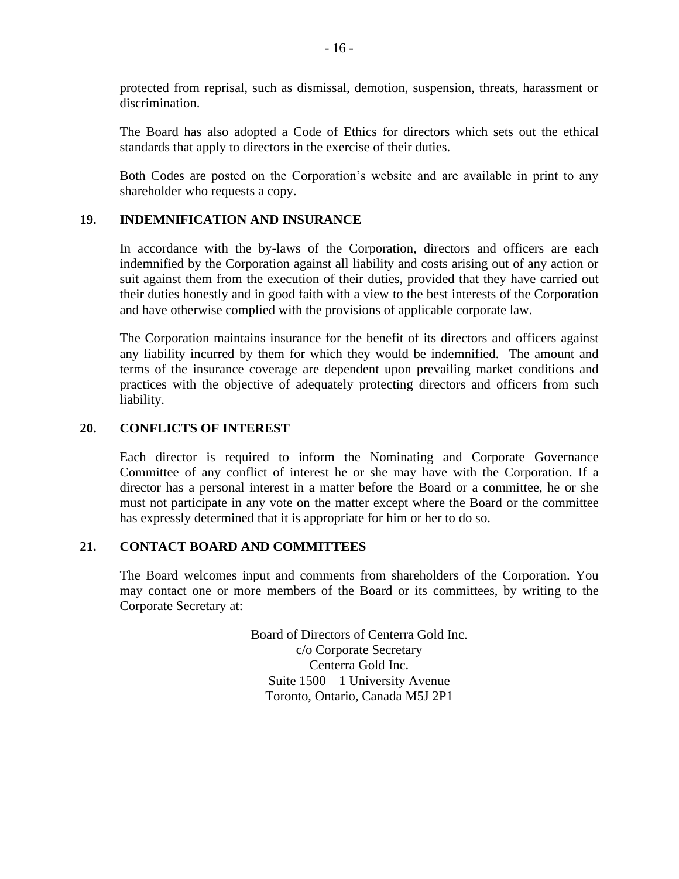protected from reprisal, such as dismissal, demotion, suspension, threats, harassment or discrimination.

The Board has also adopted a Code of Ethics for directors which sets out the ethical standards that apply to directors in the exercise of their duties.

Both Codes are posted on the Corporation's website and are available in print to any shareholder who requests a copy.

## 19. INDEMNIFICATION AND INSURANCE

In accordance with the by-laws of the Corporation, directors and officers are each indemnified by the Corporation against all liability and costs arising out of any action or suit against them from the execution of their duties, provided that they have carried out their duties honestly and in good faith with a view to the best interests of the Corporation and have otherwise complied with the provisions of applicable corporate law.

The Corporation maintains insurance for the benefit of its directors and officers against any liability incurred by them for which they would be indemnified. The amount and terms of the insurance coverage are dependent upon prevailing market conditions and practices with the objective of adequately protecting directors and officers from such liability.

## 20. CONFLICTS OF INTEREST

Each director is required to inform the Nominating and Corporate Governance Committee of any conflict of interest he or she may have with the Corporation. If a director has a personal interest in a matter before the Board or a committee, he or she must not participate in any vote on the matter except where the Board or the committee has expressly determined that it is appropriate for him or her to do so.

## 21. CONTACT BOARD AND COMMITTEES

The Board welcomes input and comments from shareholders of the Corporation. You may contact one or more members of the Board or its committees, by writing to the Corporate Secretary at:

Board of Directors of Centerra Gold Inc.
c/o Corporate Secretary
Centerra Gold Inc.
Suite 1500 – 1 University Avenue
Toronto, Ontario, Canada M5J 2P1